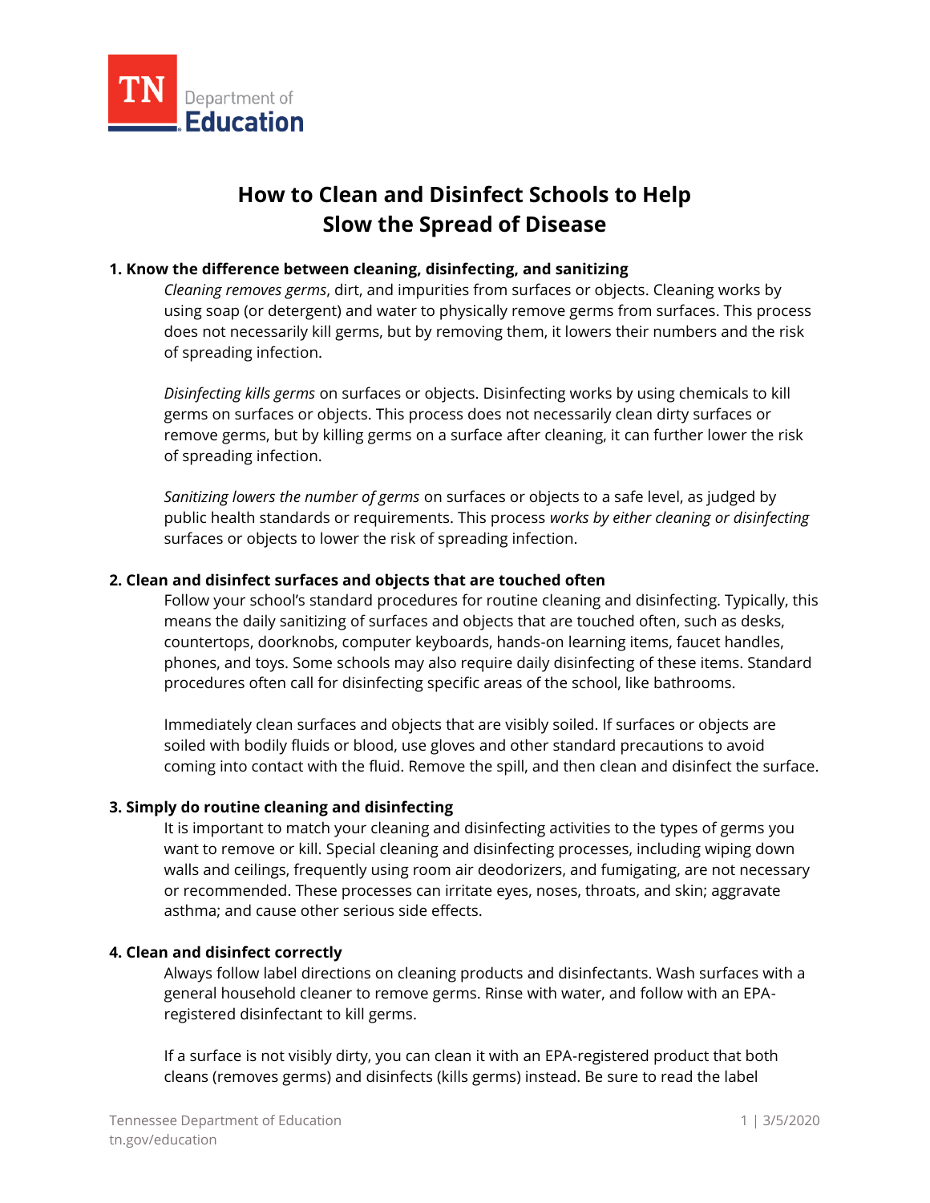TN Department of Education

# How to Clean and Disinfect Schools to Help Slow the Spread of Disease

**1. Know the difference between cleaning, disinfecting, and sanitizing**

*Cleaning removes germs*, dirt, and impurities from surfaces or objects. Cleaning works by using soap (or detergent) and water to physically remove germs from surfaces. This process does not necessarily kill germs, but by removing them, it lowers their numbers and the risk of spreading infection.

*Disinfecting kills germs* on surfaces or objects. Disinfecting works by using chemicals to kill germs on surfaces or objects. This process does not necessarily clean dirty surfaces or remove germs, but by killing germs on a surface after cleaning, it can further lower the risk of spreading infection.

*Sanitizing lowers the number of germs* on surfaces or objects to a safe level, as judged by public health standards or requirements. This process *works by either cleaning or disinfecting* surfaces or objects to lower the risk of spreading infection.

**2. Clean and disinfect surfaces and objects that are touched often**

Follow your school's standard procedures for routine cleaning and disinfecting. Typically, this means the daily sanitizing of surfaces and objects that are touched often, such as desks, countertops, doorknobs, computer keyboards, hands-on learning items, faucet handles, phones, and toys. Some schools may also require daily disinfecting of these items. Standard procedures often call for disinfecting specific areas of the school, like bathrooms.

Immediately clean surfaces and objects that are visibly soiled. If surfaces or objects are soiled with bodily fluids or blood, use gloves and other standard precautions to avoid coming into contact with the fluid. Remove the spill, and then clean and disinfect the surface.

**3. Simply do routine cleaning and disinfecting**

It is important to match your cleaning and disinfecting activities to the types of germs you want to remove or kill. Special cleaning and disinfecting processes, including wiping down walls and ceilings, frequently using room air deodorizers, and fumigating, are not necessary or recommended. These processes can irritate eyes, noses, throats, and skin; aggravate asthma; and cause other serious side effects.

**4. Clean and disinfect correctly**

Always follow label directions on cleaning products and disinfectants. Wash surfaces with a general household cleaner to remove germs. Rinse with water, and follow with an EPA-registered disinfectant to kill germs.

If a surface is not visibly dirty, you can clean it with an EPA-registered product that both cleans (removes germs) and disinfects (kills germs) instead. Be sure to read the label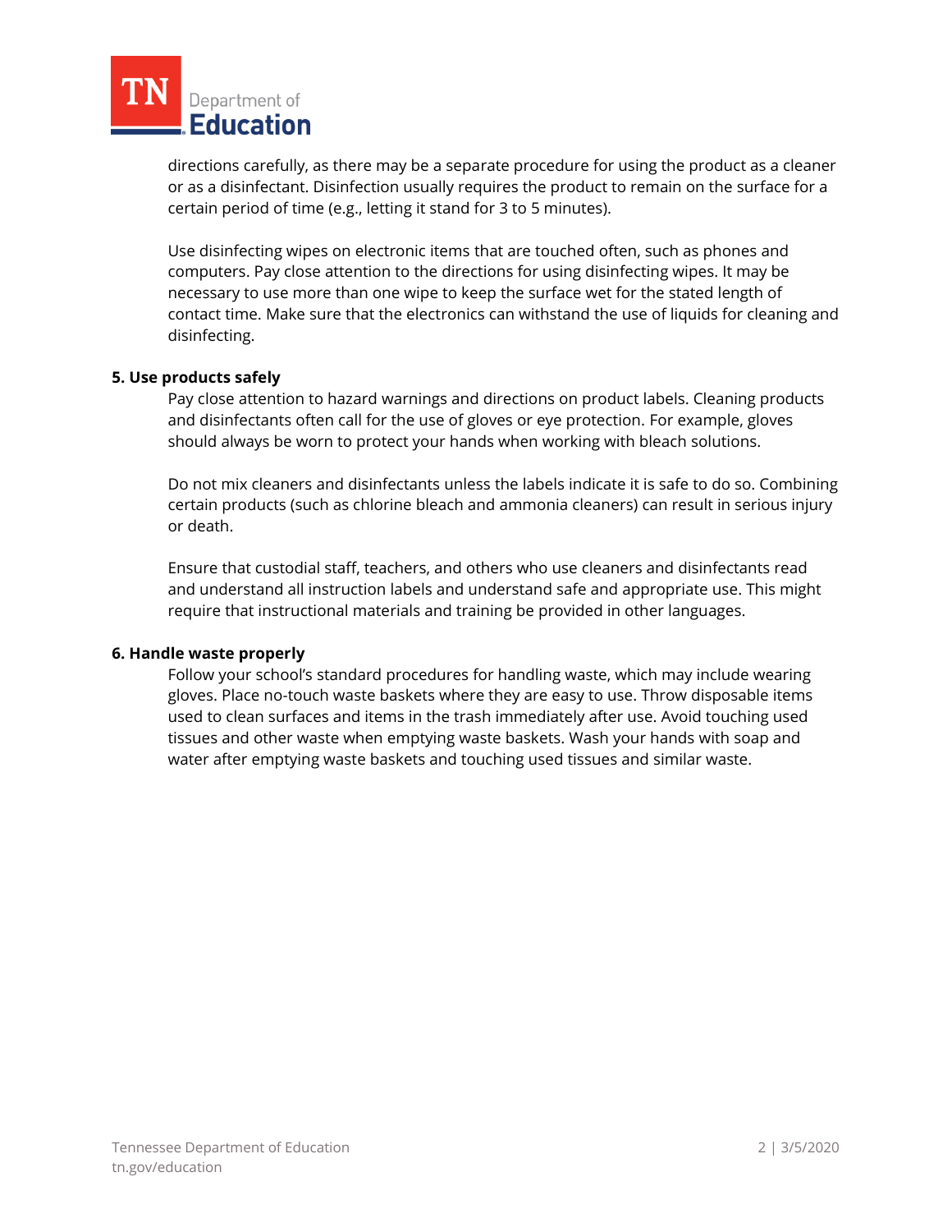directions carefully, as there may be a separate procedure for using the product as a cleaner or as a disinfectant. Disinfection usually requires the product to remain on the surface for a certain period of time (e.g., letting it stand for 3 to 5 minutes).

Use disinfecting wipes on electronic items that are touched often, such as phones and computers. Pay close attention to the directions for using disinfecting wipes. It may be necessary to use more than one wipe to keep the surface wet for the stated length of contact time. Make sure that the electronics can withstand the use of liquids for cleaning and disinfecting.

**5. Use products safely**

Pay close attention to hazard warnings and directions on product labels. Cleaning products and disinfectants often call for the use of gloves or eye protection. For example, gloves should always be worn to protect your hands when working with bleach solutions.

Do not mix cleaners and disinfectants unless the labels indicate it is safe to do so. Combining certain products (such as chlorine bleach and ammonia cleaners) can result in serious injury or death.

Ensure that custodial staff, teachers, and others who use cleaners and disinfectants read and understand all instruction labels and understand safe and appropriate use. This might require that instructional materials and training be provided in other languages.

**6. Handle waste properly**

Follow your school's standard procedures for handling waste, which may include wearing gloves. Place no-touch waste baskets where they are easy to use. Throw disposable items used to clean surfaces and items in the trash immediately after use. Avoid touching used tissues and other waste when emptying waste baskets. Wash your hands with soap and water after emptying waste baskets and touching used tissues and similar waste.